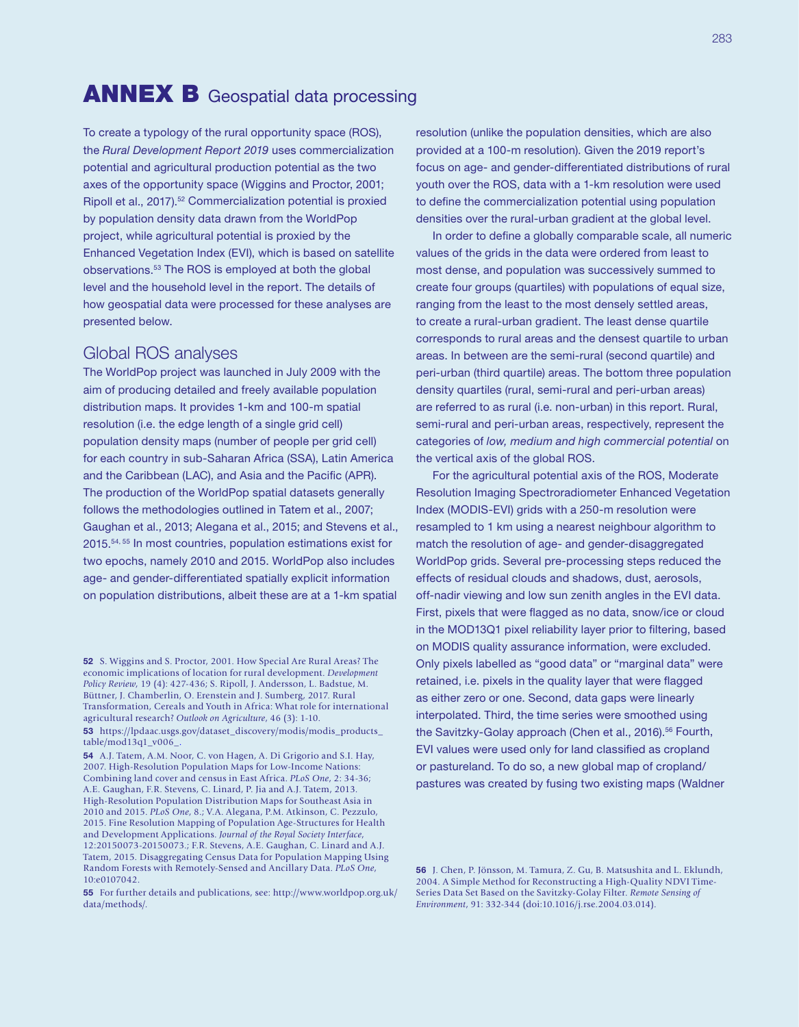# ANNEX B Geospatial data processing

To create a typology of the rural opportunity space (ROS), the *Rural Development Report 2019* uses commercialization potential and agricultural production potential as the two axes of the opportunity space (Wiggins and Proctor, 2001; Ripoll et al., 2017).[52] Commercialization potential is proxied by population density data drawn from the WorldPop project, while agricultural potential is proxied by the Enhanced Vegetation Index (EVI), which is based on satellite observations.[53] The ROS is employed at both the global level and the household level in the report. The details of how geospatial data were processed for these analyses are presented below.

## Global ROS analyses

The WorldPop project was launched in July 2009 with the aim of producing detailed and freely available population distribution maps. It provides 1-km and 100-m spatial resolution (i.e. the edge length of a single grid cell) population density maps (number of people per grid cell) for each country in sub-Saharan Africa (SSA), Latin America and the Caribbean (LAC), and Asia and the Pacific (APR). The production of the WorldPop spatial datasets generally follows the methodologies outlined in Tatem et al., 2007; Gaughan et al., 2013; Alegana et al., 2015; and Stevens et al., 2015.[54, 55] In most countries, population estimations exist for two epochs, namely 2010 and 2015. WorldPop also includes age- and gender-differentiated spatially explicit information on population distributions, albeit these are at a 1-km spatial resolution (unlike the population densities, which are also provided at a 100-m resolution). Given the 2019 report's focus on age- and gender-differentiated distributions of rural youth over the ROS, data with a 1-km resolution were used to define the commercialization potential using population densities over the rural-urban gradient at the global level.

In order to define a globally comparable scale, all numeric values of the grids in the data were ordered from least to most dense, and population was successively summed to create four groups (quartiles) with populations of equal size, ranging from the least to the most densely settled areas, to create a rural-urban gradient. The least dense quartile corresponds to rural areas and the densest quartile to urban areas. In between are the semi-rural (second quartile) and peri-urban (third quartile) areas. The bottom three population density quartiles (rural, semi-rural and peri-urban areas) are referred to as rural (i.e. non-urban) in this report. Rural, semi-rural and peri-urban areas, respectively, represent the categories of *low, medium and high commercial potential* on the vertical axis of the global ROS.

For the agricultural potential axis of the ROS, Moderate Resolution Imaging Spectroradiometer Enhanced Vegetation Index (MODIS-EVI) grids with a 250-m resolution were resampled to 1 km using a nearest neighbour algorithm to match the resolution of age- and gender-disaggregated WorldPop grids. Several pre-processing steps reduced the effects of residual clouds and shadows, dust, aerosols, off-nadir viewing and low sun zenith angles in the EVI data. First, pixels that were flagged as no data, snow/ice or cloud in the MOD13Q1 pixel reliability layer prior to filtering, based on MODIS quality assurance information, were excluded. Only pixels labelled as "good data" or "marginal data" were retained, i.e. pixels in the quality layer that were flagged as either zero or one. Second, data gaps were linearly interpolated. Third, the time series were smoothed using the Savitzky-Golay approach (Chen et al., 2016).[56] Fourth, EVI values were used only for land classified as cropland or pastureland. To do so, a new global map of cropland/pastures was created by fusing two existing maps (Waldner

---

**52** S. Wiggins and S. Proctor, 2001. How Special Are Rural Areas? The economic implications of location for rural development. *Development Policy Review*, 19 (4): 427-436; S. Ripoll, J. Andersson, L. Badstue, M. Büttner, J. Chamberlin, O. Erenstein and J. Sumberg, 2017. Rural Transformation, Cereals and Youth in Africa: What role for international agricultural research? *Outlook on Agriculture*, 46 (3): 1-10.

**53** https://lpdaac.usgs.gov/dataset_discovery/modis/modis_products_table/mod13q1_v006_.

**54** A.J. Tatem, A.M. Noor, C. von Hagen, A. Di Grigorio and S.I. Hay, 2007. High-Resolution Population Maps for Low-Income Nations: Combining land cover and census in East Africa. *PLoS One*, 2: 34-36; A.E. Gaughan, F.R. Stevens, C. Linard, P. Jia and A.J. Tatem, 2013. High-Resolution Population Distribution Maps for Southeast Asia in 2010 and 2015. *PLoS One*, 8.; V.A. Alegana, P.M. Atkinson, C. Pezzulo, 2015. Fine Resolution Mapping of Population Age-Structures for Health and Development Applications. *Journal of the Royal Society Interface*, 12:20150073-20150073.; F.R. Stevens, A.E. Gaughan, C. Linard and A.J. Tatem, 2015. Disaggregating Census Data for Population Mapping Using Random Forests with Remotely-Sensed and Ancillary Data. *PLoS One*, 10:e0107042.

**55** For further details and publications, see: http://www.worldpop.org.uk/data/methods/.

**56** J. Chen, P. Jönsson, M. Tamura, Z. Gu, B. Matsushita and L. Eklundh, 2004. A Simple Method for Reconstructing a High-Quality NDVI Time-Series Data Set Based on the Savitzky-Golay Filter. *Remote Sensing of Environment*, 91: 332-344 (doi:10.1016/j.rse.2004.03.014).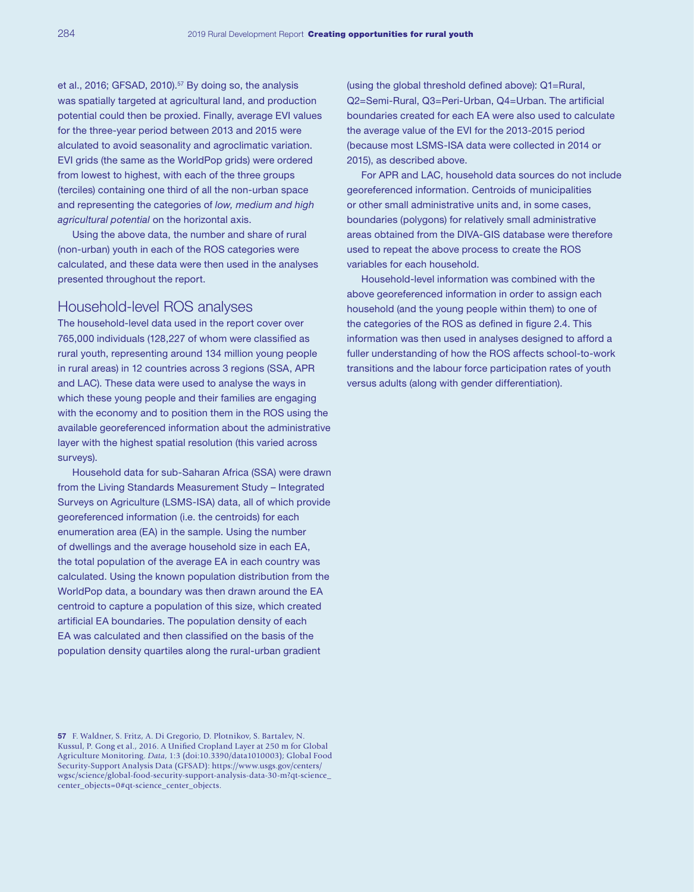et al., 2016; GFSAD, 2010).[57] By doing so, the analysis was spatially targeted at agricultural land, and production potential could then be proxied. Finally, average EVI values for the three-year period between 2013 and 2015 were alculated to avoid seasonality and agroclimatic variation. EVI grids (the same as the WorldPop grids) were ordered from lowest to highest, with each of the three groups (terciles) containing one third of all the non-urban space and representing the categories of *low, medium and high agricultural potential* on the horizontal axis.

Using the above data, the number and share of rural (non-urban) youth in each of the ROS categories were calculated, and these data were then used in the analyses presented throughout the report.

## Household-level ROS analyses

The household-level data used in the report cover over 765,000 individuals (128,227 of whom were classified as rural youth, representing around 134 million young people in rural areas) in 12 countries across 3 regions (SSA, APR and LAC). These data were used to analyse the ways in which these young people and their families are engaging with the economy and to position them in the ROS using the available georeferenced information about the administrative layer with the highest spatial resolution (this varied across surveys).

Household data for sub-Saharan Africa (SSA) were drawn from the Living Standards Measurement Study – Integrated Surveys on Agriculture (LSMS-ISA) data, all of which provide georeferenced information (i.e. the centroids) for each enumeration area (EA) in the sample. Using the number of dwellings and the average household size in each EA, the total population of the average EA in each country was calculated. Using the known population distribution from the WorldPop data, a boundary was then drawn around the EA centroid to capture a population of this size, which created artificial EA boundaries. The population density of each EA was calculated and then classified on the basis of the population density quartiles along the rural-urban gradient (using the global threshold defined above): Q1=Rural, Q2=Semi-Rural, Q3=Peri-Urban, Q4=Urban. The artificial boundaries created for each EA were also used to calculate the average value of the EVI for the 2013-2015 period (because most LSMS-ISA data were collected in 2014 or 2015), as described above.

For APR and LAC, household data sources do not include georeferenced information. Centroids of municipalities or other small administrative units and, in some cases, boundaries (polygons) for relatively small administrative areas obtained from the DIVA-GIS database were therefore used to repeat the above process to create the ROS variables for each household.

Household-level information was combined with the above georeferenced information in order to assign each household (and the young people within them) to one of the categories of the ROS as defined in figure 2.4. This information was then used in analyses designed to afford a fuller understanding of how the ROS affects school-to-work transitions and the labour force participation rates of youth versus adults (along with gender differentiation).

**57** F. Waldner, S. Fritz, A. Di Gregorio, D. Plotnikov, S. Bartalev, N. Kussul, P. Gong et al., 2016. A Unified Cropland Layer at 250 m for Global Agriculture Monitoring. *Data*, 1:3 (doi:10.3390/data1010003); Global Food Security-Support Analysis Data (GFSAD): https://www.usgs.gov/centers/wgsc/science/global-food-security-support-analysis-data-30-m?qt-science_center_objects=0#qt-science_center_objects.